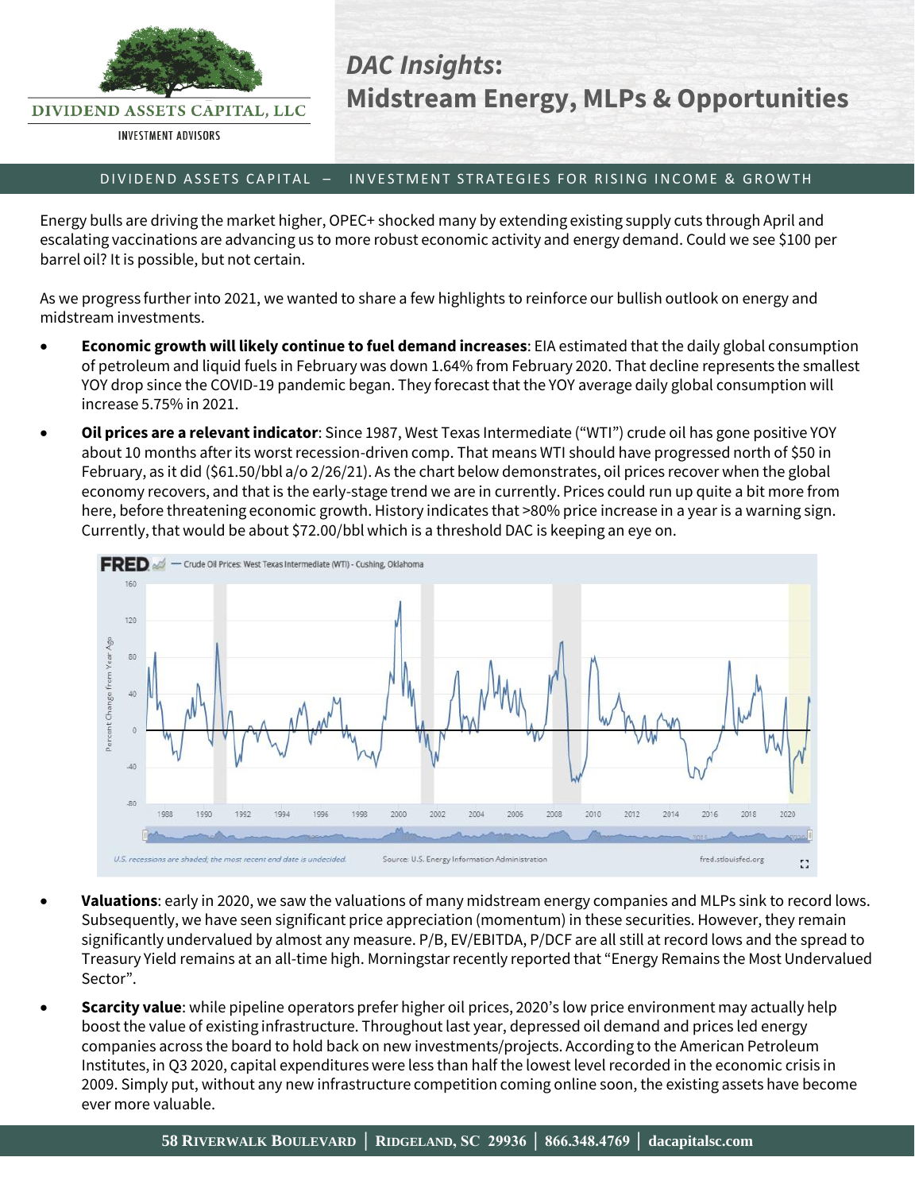# DAC Insights: Midstream Energy, MLPs & Opportunities

DIVIDEND ASSETS CAPITAL – INVESTMENT STRATEGIES FOR RISING INCOME & GROWTH

Energy bulls are driving the market higher, OPEC+ shocked many by extending existing supply cuts through April and escalating vaccinations are advancing us to more robust economic activity and energy demand. Could we see $100 per barrel oil? It is possible, but not certain.

As we progress further into 2021, we wanted to share a few highlights to reinforce our bullish outlook on energy and midstream investments.

- **Economic growth will likely continue to fuel demand increases**: EIA estimated that the daily global consumption of petroleum and liquid fuels in February was down 1.64% from February 2020. That decline represents the smallest YOY drop since the COVID-19 pandemic began. They forecast that the YOY average daily global consumption will increase 5.75% in 2021.
- **Oil prices are a relevant indicator**: Since 1987, West Texas Intermediate ("WTI") crude oil has gone positive YOY about 10 months after its worst recession-driven comp. That means WTI should have progressed north of $50 in February, as it did ($61.50/bbl a/o 2/26/21). As the chart below demonstrates, oil prices recover when the global economy recovers, and that is the early-stage trend we are in currently. Prices could run up quite a bit more from here, before threatening economic growth. History indicates that >80% price increase in a year is a warning sign. Currently, that would be about $72.00/bbl which is a threshold DAC is keeping an eye on.

FRED — Crude Oil Prices: West Texas Intermediate (WTI) - Cushing, Oklahoma

U.S. recessions are shaded; the most recent end date is undecided. Source: U.S. Energy Information Administration fred.stlouisfed.org

- **Valuations**: early in 2020, we saw the valuations of many midstream energy companies and MLPs sink to record lows. Subsequently, we have seen significant price appreciation (momentum) in these securities. However, they remain significantly undervalued by almost any measure. P/B, EV/EBITDA, P/DCF are all still at record lows and the spread to Treasury Yield remains at an all-time high. Morningstar recently reported that "Energy Remains the Most Undervalued Sector".
- **Scarcity value**: while pipeline operators prefer higher oil prices, 2020's low price environment may actually help boost the value of existing infrastructure. Throughout last year, depressed oil demand and prices led energy companies across the board to hold back on new investments/projects. According to the American Petroleum Institutes, in Q3 2020, capital expenditures were less than half the lowest level recorded in the economic crisis in 2009. Simply put, without any new infrastructure competition coming online soon, the existing assets have become ever more valuable.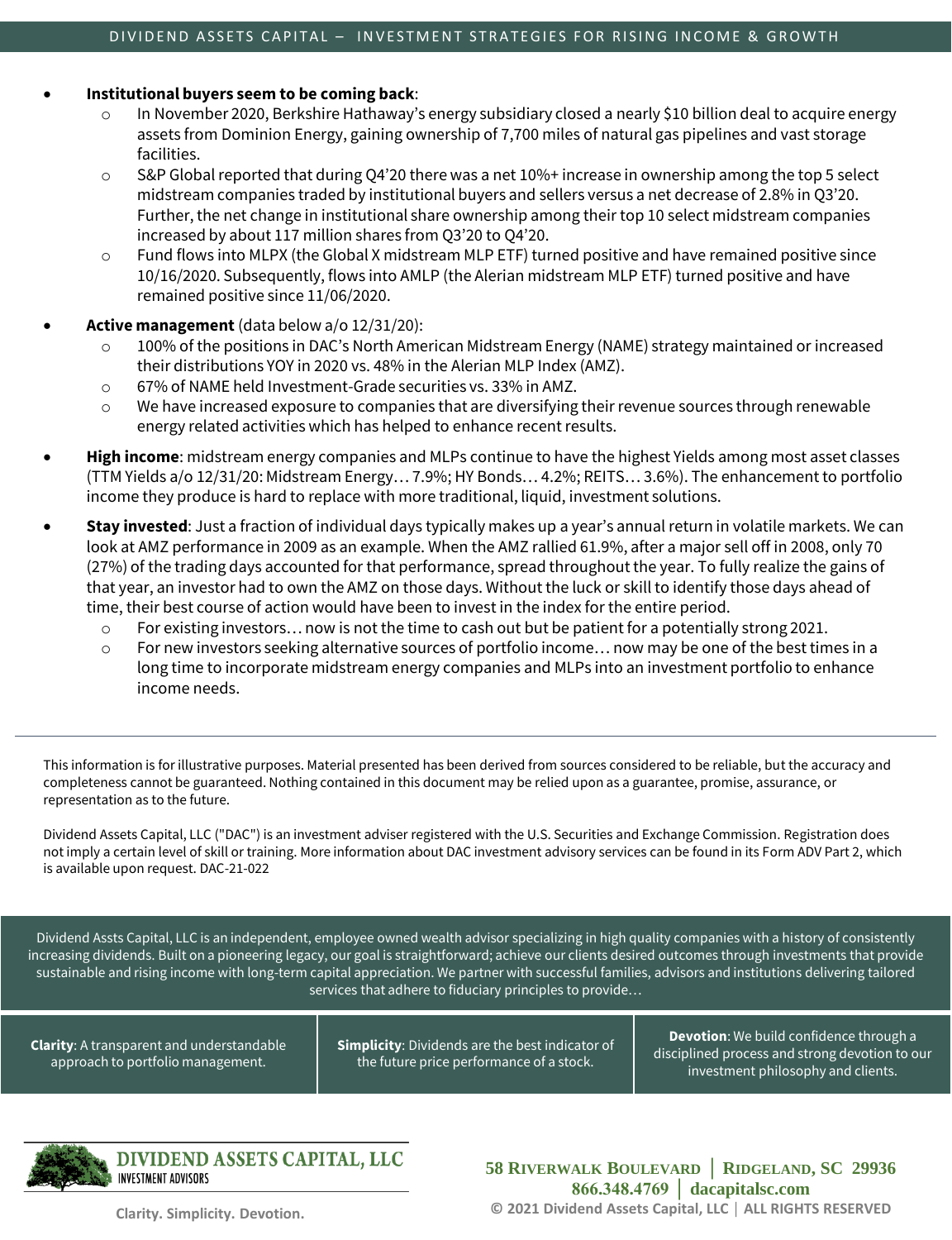- **Institutional buyers seem to be coming back**:
  - In November 2020, Berkshire Hathaway's energy subsidiary closed a nearly $10 billion deal to acquire energy assets from Dominion Energy, gaining ownership of 7,700 miles of natural gas pipelines and vast storage facilities.
  - S&P Global reported that during Q4'20 there was a net 10%+ increase in ownership among the top 5 select midstream companies traded by institutional buyers and sellers versus a net decrease of 2.8% in Q3'20. Further, the net change in institutional share ownership among their top 10 select midstream companies increased by about 117 million shares from Q3'20 to Q4'20.
  - Fund flows into MLPX (the Global X midstream MLP ETF) turned positive and have remained positive since 10/16/2020. Subsequently, flows into AMLP (the Alerian midstream MLP ETF) turned positive and have remained positive since 11/06/2020.
- **Active management** (data below a/o 12/31/20):
  - 100% of the positions in DAC's North American Midstream Energy (NAME) strategy maintained or increased their distributions YOY in 2020 vs. 48% in the Alerian MLP Index (AMZ).
  - 67% of NAME held Investment-Grade securities vs. 33% in AMZ.
  - We have increased exposure to companies that are diversifying their revenue sources through renewable energy related activities which has helped to enhance recent results.
- **High income**: midstream energy companies and MLPs continue to have the highest Yields among most asset classes (TTM Yields a/o 12/31/20: Midstream Energy… 7.9%; HY Bonds… 4.2%; REITS… 3.6%). The enhancement to portfolio income they produce is hard to replace with more traditional, liquid, investment solutions.
- **Stay invested**: Just a fraction of individual days typically makes up a year's annual return in volatile markets. We can look at AMZ performance in 2009 as an example. When the AMZ rallied 61.9%, after a major sell off in 2008, only 70 (27%) of the trading days accounted for that performance, spread throughout the year. To fully realize the gains of that year, an investor had to own the AMZ on those days. Without the luck or skill to identify those days ahead of time, their best course of action would have been to invest in the index for the entire period.
  - For existing investors… now is not the time to cash out but be patient for a potentially strong 2021.
  - For new investors seeking alternative sources of portfolio income… now may be one of the best times in a long time to incorporate midstream energy companies and MLPs into an investment portfolio to enhance income needs.

---

This information is for illustrative purposes. Material presented has been derived from sources considered to be reliable, but the accuracy and completeness cannot be guaranteed. Nothing contained in this document may be relied upon as a guarantee, promise, assurance, or representation as to the future.

Dividend Assets Capital, LLC ("DAC") is an investment adviser registered with the U.S. Securities and Exchange Commission. Registration does not imply a certain level of skill or training. More information about DAC investment advisory services can be found in its Form ADV Part 2, which is available upon request. DAC-21-022

Dividend Assts Capital, LLC is an independent, employee owned wealth advisor specializing in high quality companies with a history of consistently increasing dividends. Built on a pioneering legacy, our goal is straightforward; achieve our clients desired outcomes through investments that provide sustainable and rising income with long-term capital appreciation. We partner with successful families, advisors and institutions delivering tailored services that adhere to fiduciary principles to provide…

**Clarity**: A transparent and understandable approach to portfolio management.

**Simplicity**: Dividends are the best indicator of the future price performance of a stock.

**Devotion**: We build confidence through a disciplined process and strong devotion to our investment philosophy and clients.

**DIVIDEND ASSETS CAPITAL, LLC**
INVESTMENT ADVISORS

Clarity. Simplicity. Devotion.

58 Riverwalk Boulevard | Ridgeland, SC 29936
866.348.4769 | dacapitalsc.com
© 2021 Dividend Assets Capital, LLC | ALL RIGHTS RESERVED